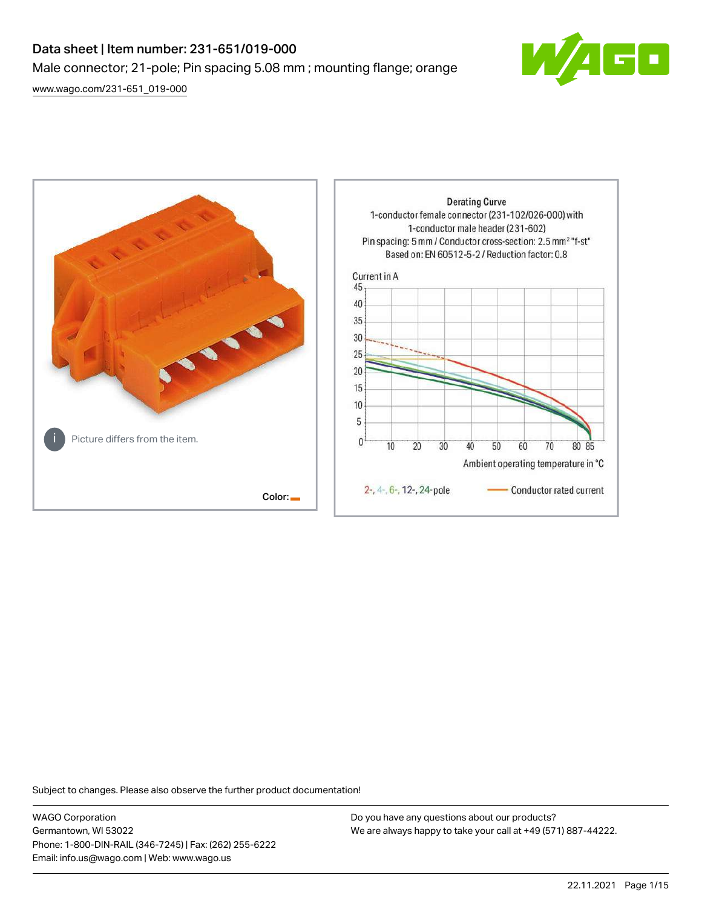# Data sheet | Item number: 231-651/019-000

Male connector; 21-pole; Pin spacing 5.08 mm ; mounting flange; orange

www.wago.com/231-651_019-000

Picture differs from the item.

Color:

Derating Curve
1-conductor female connector (231-102/026-000) with 1-conductor male header (231-602)
Pin spacing: 5 mm / Conductor cross-section: 2.5 mm² "f-st"
Based on: EN 60512-5-2 / Reduction factor: 0.8

Current in A

Ambient operating temperature in °C

2-, 4-, 6-, 12-, 24-pole — Conductor rated current

Subject to changes. Please also observe the further product documentation!

WAGO Corporation
Germantown, WI 53022
Phone: 1-800-DIN-RAIL (346-7245) | Fax: (262) 255-6222
Email: info.us@wago.com | Web: www.wago.us

Do you have any questions about our products?
We are always happy to take your call at +49 (571) 887-44222.

22.11.2021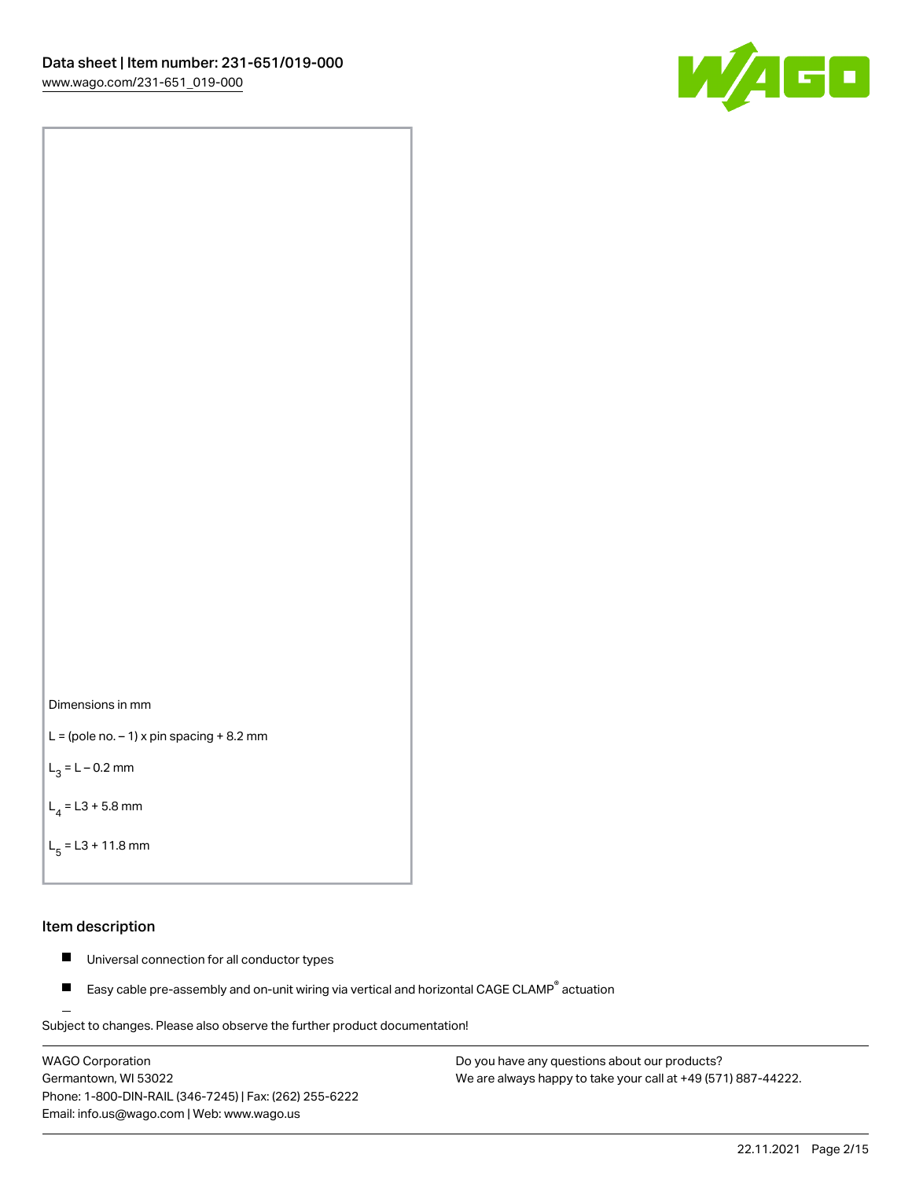Dimensions in mm

L = (pole no. – 1) x pin spacing + 8.2 mm

$L_3$ = L – 0.2 mm

$L_4$ = L3 + 5.8 mm

$L_5$ = L3 + 11.8 mm

## Item description

- Universal connection for all conductor types
- Easy cable pre-assembly and on-unit wiring via vertical and horizontal CAGE CLAMP® actuation

Subject to changes. Please also observe the further product documentation!

WAGO Corporation
Germantown, WI 53022
Phone: 1-800-DIN-RAIL (346-7245) | Fax: (262) 255-6222
Email: info.us@wago.com | Web: www.wago.us

Do you have any questions about our products?
We are always happy to take your call at +49 (571) 887-44222.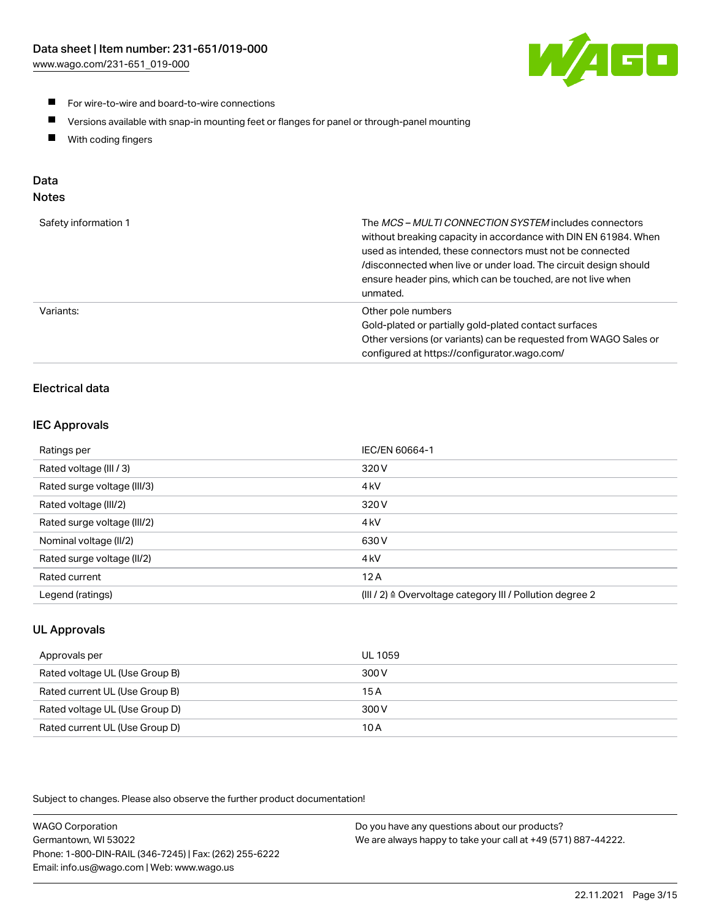- For wire-to-wire and board-to-wire connections
- Versions available with snap-in mounting feet or flanges for panel or through-panel mounting
- With coding fingers

## Data
### Notes

| | |
|---|---|
| Safety information 1 | The *MCS – MULTI CONNECTION SYSTEM* includes connectors without breaking capacity in accordance with DIN EN 61984. When used as intended, these connectors must not be connected /disconnected when live or under load. The circuit design should ensure header pins, which can be touched, are not live when unmated. |
| Variants: | Other pole numbers<br>Gold-plated or partially gold-plated contact surfaces<br>Other versions (or variants) can be requested from WAGO Sales or configured at https://configurator.wago.com/ |

### Electrical data

### IEC Approvals

| | |
|---|---|
| Ratings per | IEC/EN 60664-1 |
| Rated voltage (III / 3) | 320 V |
| Rated surge voltage (III/3) | 4 kV |
| Rated voltage (III/2) | 320 V |
| Rated surge voltage (III/2) | 4 kV |
| Nominal voltage (II/2) | 630 V |
| Rated surge voltage (II/2) | 4 kV |
| Rated current | 12 A |
| Legend (ratings) | (III / 2) ≙ Overvoltage category III / Pollution degree 2 |

### UL Approvals

| | |
|---|---|
| Approvals per | UL 1059 |
| Rated voltage UL (Use Group B) | 300 V |
| Rated current UL (Use Group B) | 15 A |
| Rated voltage UL (Use Group D) | 300 V |
| Rated current UL (Use Group D) | 10 A |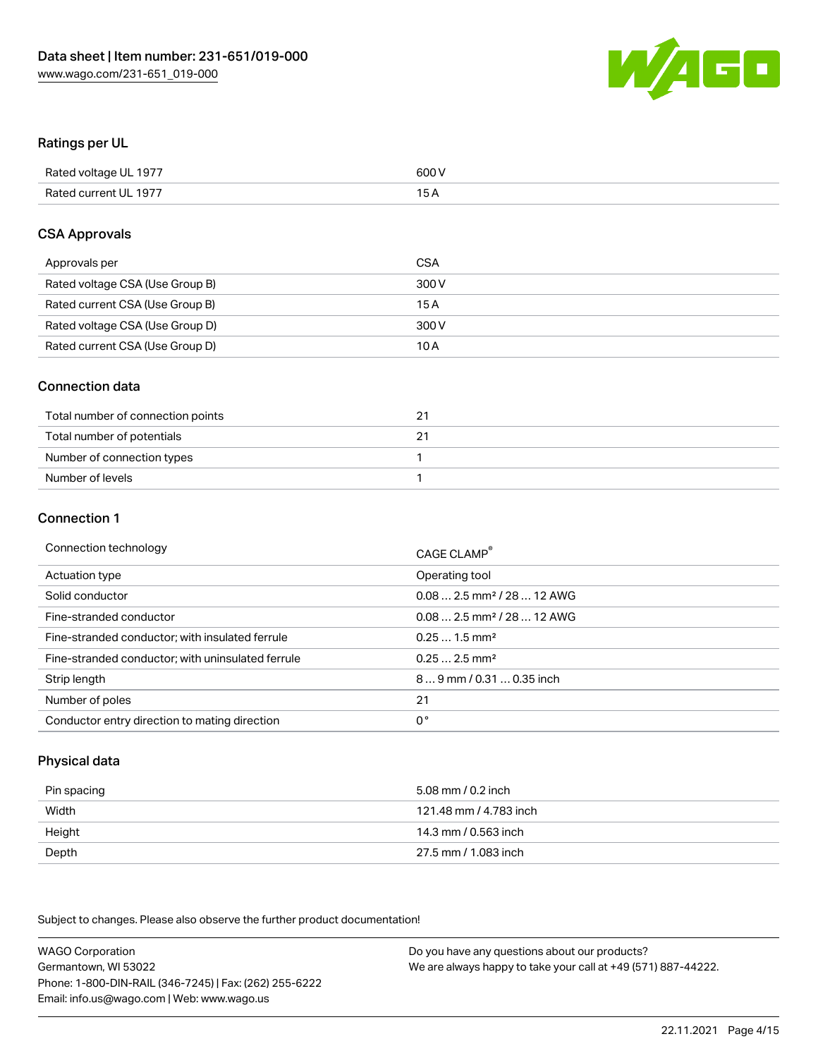## Ratings per UL

| | |
|---|---|
| Rated voltage UL 1977 | 600 V |
| Rated current UL 1977 | 15 A |

## CSA Approvals

| | |
|---|---|
| Approvals per | CSA |
| Rated voltage CSA (Use Group B) | 300 V |
| Rated current CSA (Use Group B) | 15 A |
| Rated voltage CSA (Use Group D) | 300 V |
| Rated current CSA (Use Group D) | 10 A |

## Connection data

| | |
|---|---|
| Total number of connection points | 21 |
| Total number of potentials | 21 |
| Number of connection types | 1 |
| Number of levels | 1 |

## Connection 1

| | |
|---|---|
| Connection technology | CAGE CLAMP® |
| Actuation type | Operating tool |
| Solid conductor | 0.08 … 2.5 mm² / 28 … 12 AWG |
| Fine-stranded conductor | 0.08 … 2.5 mm² / 28 … 12 AWG |
| Fine-stranded conductor; with insulated ferrule | 0.25 … 1.5 mm² |
| Fine-stranded conductor; with uninsulated ferrule | 0.25 … 2.5 mm² |
| Strip length | 8 … 9 mm / 0.31 … 0.35 inch |
| Number of poles | 21 |
| Conductor entry direction to mating direction | 0 ° |

## Physical data

| | |
|---|---|
| Pin spacing | 5.08 mm / 0.2 inch |
| Width | 121.48 mm / 4.783 inch |
| Height | 14.3 mm / 0.563 inch |
| Depth | 27.5 mm / 1.083 inch |

Subject to changes. Please also observe the further product documentation!

WAGO Corporation
Germantown, WI 53022
Phone: 1-800-DIN-RAIL (346-7245) | Fax: (262) 255-6222
Email: info.us@wago.com | Web: www.wago.us

Do you have any questions about our products?
We are always happy to take your call at +49 (571) 887-44222.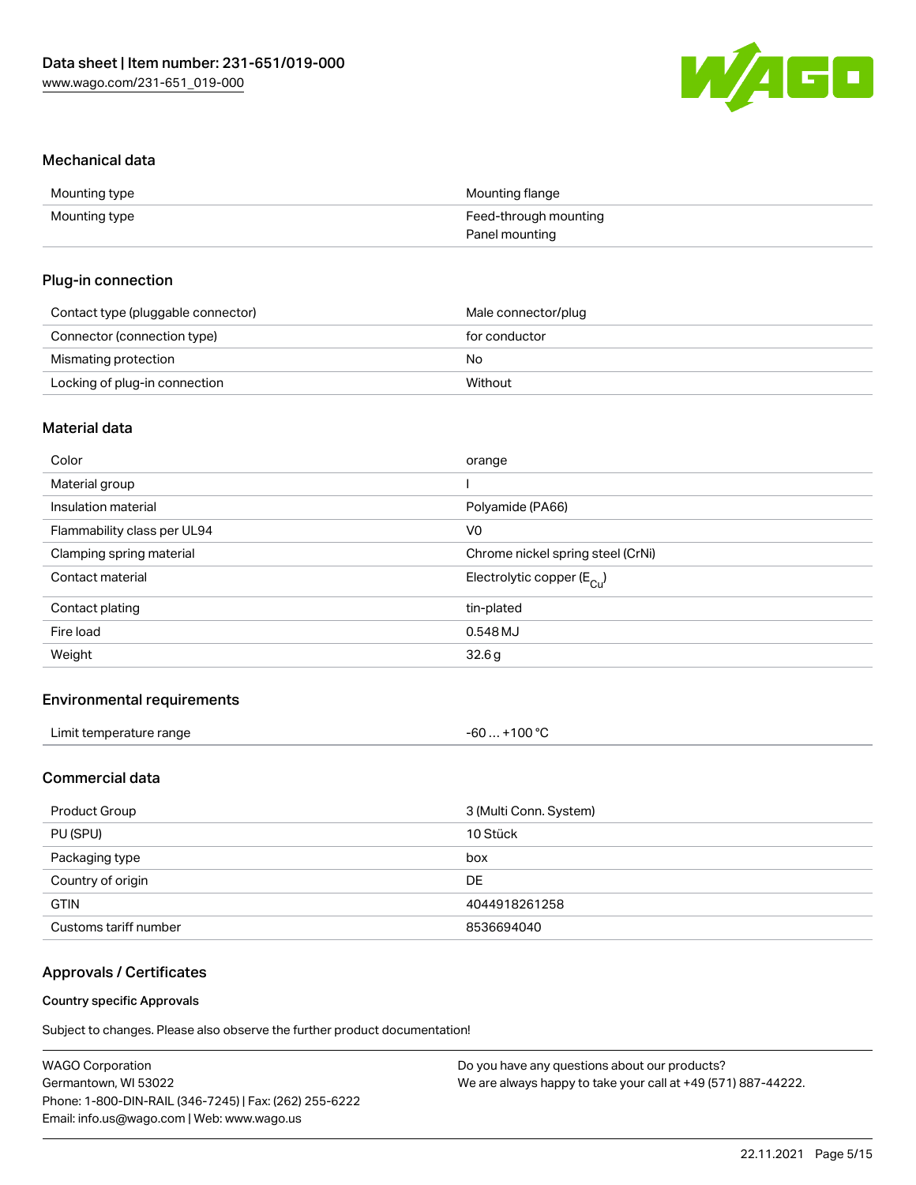## Mechanical data

| | |
|---|---|
| Mounting type | Mounting flange |
| Mounting type | Feed-through mounting<br>Panel mounting |

## Plug-in connection

| | |
|---|---|
| Contact type (pluggable connector) | Male connector/plug |
| Connector (connection type) | for conductor |
| Mismating protection | No |
| Locking of plug-in connection | Without |

## Material data

| | |
|---|---|
| Color | orange |
| Material group | I |
| Insulation material | Polyamide (PA66) |
| Flammability class per UL94 | V0 |
| Clamping spring material | Chrome nickel spring steel (CrNi) |
| Contact material | Electrolytic copper ($E_{Cu}$) |
| Contact plating | tin-plated |
| Fire load | 0.548 MJ |
| Weight | 32.6 g |

## Environmental requirements

| | |
|---|---|
| Limit temperature range | -60 … +100 °C |

## Commercial data

| | |
|---|---|
| Product Group | 3 (Multi Conn. System) |
| PU (SPU) | 10 Stück |
| Packaging type | box |
| Country of origin | DE |
| GTIN | 4044918261258 |
| Customs tariff number | 8536694040 |

## Approvals / Certificates

### Country specific Approvals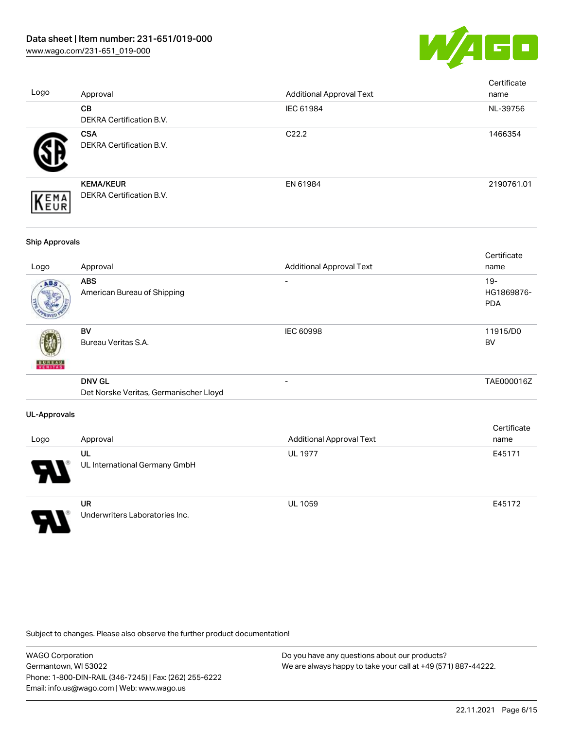| Logo | Approval | Additional Approval Text | Certificate name |
|---|---|---|---|
| | **CB**<br>DEKRA Certification B.V. | IEC 61984 | NL-39756 |
| | **CSA**<br>DEKRA Certification B.V. | C22.2 | 1466354 |
| | **KEMA/KEUR**<br>DEKRA Certification B.V. | EN 61984 | 2190761.01 |

**Ship Approvals**

| Logo | Approval | Additional Approval Text | Certificate name |
|---|---|---|---|
| | **ABS**<br>American Bureau of Shipping | - | 19-HG1869876-PDA |
| | **BV**<br>Bureau Veritas S.A. | IEC 60998 | 11915/D0 BV |
| | **DNV GL**<br>Det Norske Veritas, Germanischer Lloyd | - | TAE000016Z |

**UL-Approvals**

| Logo | Approval | Additional Approval Text | Certificate name |
|---|---|---|---|
| | **UL**<br>UL International Germany GmbH | UL 1977 | E45171 |
| | **UR**<br>Underwriters Laboratories Inc. | UL 1059 | E45172 |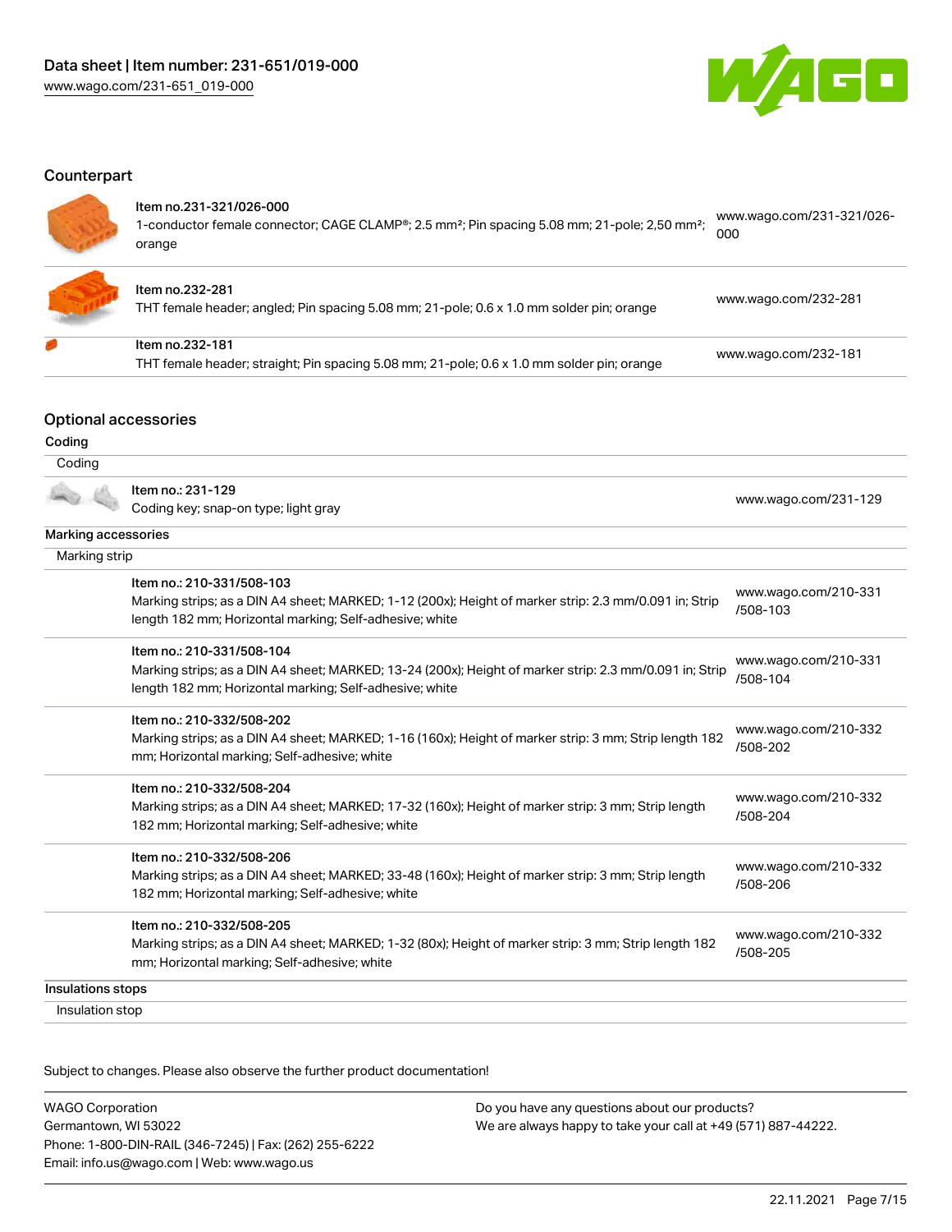## Counterpart

| Item | Description | Link |
|---|---|---|
| Item no.231-321/026-000 | 1-conductor female connector; CAGE CLAMP®; 2.5 mm²; Pin spacing 5.08 mm; 21-pole; 2,50 mm²; orange | www.wago.com/231-321/026-000 |
| Item no.232-281 | THT female header; angled; Pin spacing 5.08 mm; 21-pole; 0.6 x 1.0 mm solder pin; orange | www.wago.com/232-281 |
| Item no.232-181 | THT female header; straight; Pin spacing 5.08 mm; 21-pole; 0.6 x 1.0 mm solder pin; orange | www.wago.com/232-181 |

## Optional accessories

### Coding

Coding

| Item | Description | Link |
|---|---|---|
| Item no.: 231-129 | Coding key; snap-on type; light gray | www.wago.com/231-129 |

### Marking accessories

Marking strip

| Item | Description | Link |
|---|---|---|
| Item no.: 210-331/508-103 | Marking strips; as a DIN A4 sheet; MARKED; 1-12 (200x); Height of marker strip: 2.3 mm/0.091 in; Strip length 182 mm; Horizontal marking; Self-adhesive; white | www.wago.com/210-331/508-103 |
| Item no.: 210-331/508-104 | Marking strips; as a DIN A4 sheet; MARKED; 13-24 (200x); Height of marker strip: 2.3 mm/0.091 in; Strip length 182 mm; Horizontal marking; Self-adhesive; white | www.wago.com/210-331/508-104 |
| Item no.: 210-332/508-202 | Marking strips; as a DIN A4 sheet; MARKED; 1-16 (160x); Height of marker strip: 3 mm; Strip length 182 mm; Horizontal marking; Self-adhesive; white | www.wago.com/210-332/508-202 |
| Item no.: 210-332/508-204 | Marking strips; as a DIN A4 sheet; MARKED; 17-32 (160x); Height of marker strip: 3 mm; Strip length 182 mm; Horizontal marking; Self-adhesive; white | www.wago.com/210-332/508-204 |
| Item no.: 210-332/508-206 | Marking strips; as a DIN A4 sheet; MARKED; 33-48 (160x); Height of marker strip: 3 mm; Strip length 182 mm; Horizontal marking; Self-adhesive; white | www.wago.com/210-332/508-206 |
| Item no.: 210-332/508-205 | Marking strips; as a DIN A4 sheet; MARKED; 1-32 (80x); Height of marker strip: 3 mm; Strip length 182 mm; Horizontal marking; Self-adhesive; white | www.wago.com/210-332/508-205 |

### Insulations stops

Insulation stop

Subject to changes. Please also observe the further product documentation!

WAGO Corporation
Germantown, WI 53022
Phone: 1-800-DIN-RAIL (346-7245) | Fax: (262) 255-6222
Email: info.us@wago.com | Web: www.wago.us

Do you have any questions about our products?
We are always happy to take your call at +49 (571) 887-44222.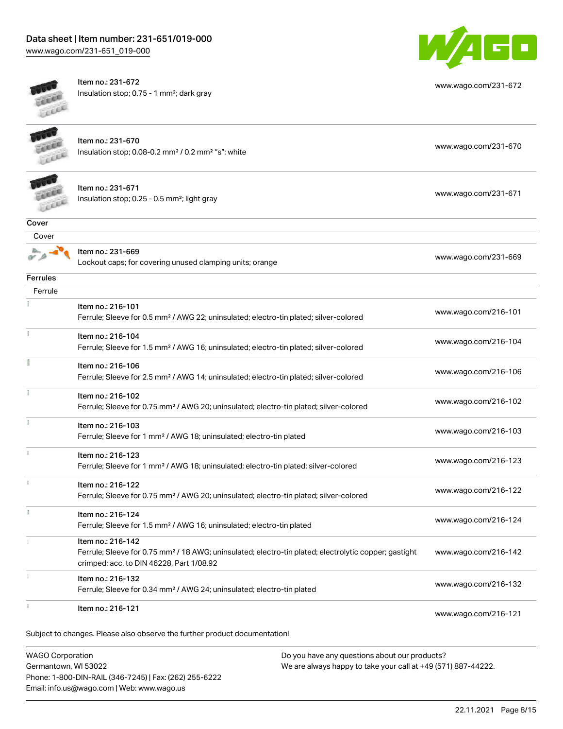| | | |
|---|---|---|
| | Item no.: 231-672<br>Insulation stop; 0.75 - 1 mm²; dark gray | www.wago.com/231-672 |
| | Item no.: 231-670<br>Insulation stop; 0.08-0.2 mm² / 0.2 mm² "s"; white | www.wago.com/231-670 |
| | Item no.: 231-671<br>Insulation stop; 0.25 - 0.5 mm²; light gray | www.wago.com/231-671 |

**Cover**

Cover

| | | |
|---|---|---|
| | Item no.: 231-669<br>Lockout caps; for covering unused clamping units; orange | www.wago.com/231-669 |

**Ferrules**

Ferrule

| | | |
|---|---|---|
| | Item no.: 216-101<br>Ferrule; Sleeve for 0.5 mm² / AWG 22; uninsulated; electro-tin plated; silver-colored | www.wago.com/216-101 |
| | Item no.: 216-104<br>Ferrule; Sleeve for 1.5 mm² / AWG 16; uninsulated; electro-tin plated; silver-colored | www.wago.com/216-104 |
| | Item no.: 216-106<br>Ferrule; Sleeve for 2.5 mm² / AWG 14; uninsulated; electro-tin plated; silver-colored | www.wago.com/216-106 |
| | Item no.: 216-102<br>Ferrule; Sleeve for 0.75 mm² / AWG 20; uninsulated; electro-tin plated; silver-colored | www.wago.com/216-102 |
| | Item no.: 216-103<br>Ferrule; Sleeve for 1 mm² / AWG 18; uninsulated; electro-tin plated | www.wago.com/216-103 |
| | Item no.: 216-123<br>Ferrule; Sleeve for 1 mm² / AWG 18; uninsulated; electro-tin plated; silver-colored | www.wago.com/216-123 |
| | Item no.: 216-122<br>Ferrule; Sleeve for 0.75 mm² / AWG 20; uninsulated; electro-tin plated; silver-colored | www.wago.com/216-122 |
| | Item no.: 216-124<br>Ferrule; Sleeve for 1.5 mm² / AWG 16; uninsulated; electro-tin plated | www.wago.com/216-124 |
| | Item no.: 216-142<br>Ferrule; Sleeve for 0.75 mm² / 18 AWG; uninsulated; electro-tin plated; electrolytic copper; gastight crimped; acc. to DIN 46228, Part 1/08.92 | www.wago.com/216-142 |
| | Item no.: 216-132<br>Ferrule; Sleeve for 0.34 mm² / AWG 24; uninsulated; electro-tin plated | www.wago.com/216-132 |
| | Item no.: 216-121 | www.wago.com/216-121 |

Subject to changes. Please also observe the further product documentation!

WAGO Corporation
Germantown, WI 53022
Phone: 1-800-DIN-RAIL (346-7245) | Fax: (262) 255-6222
Email: info.us@wago.com | Web: www.wago.us

Do you have any questions about our products?
We are always happy to take your call at +49 (571) 887-44222.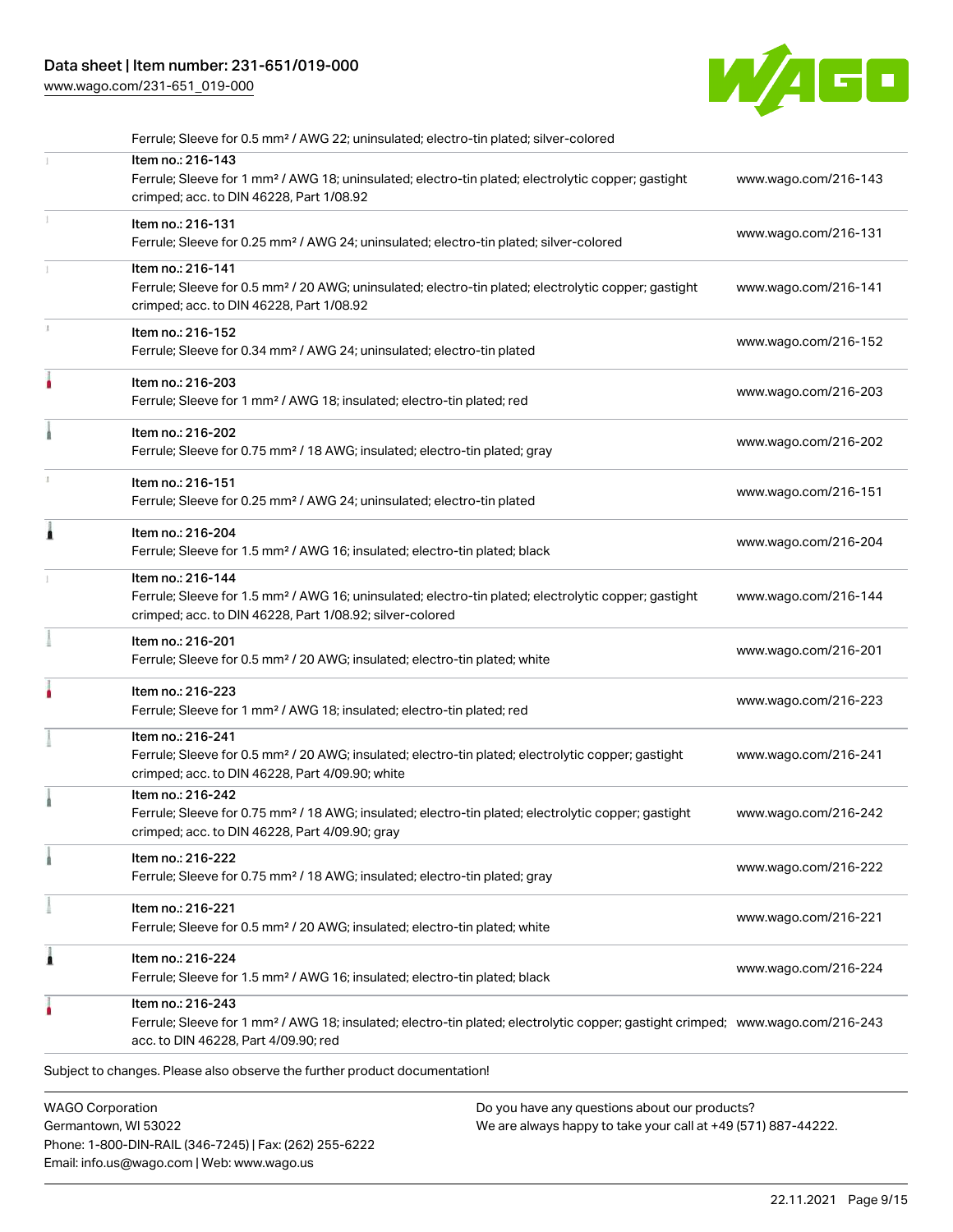Ferrule; Sleeve for 0.5 mm² / AWG 22; uninsulated; electro-tin plated; silver-colored

| Item | URL |
| --- | --- |
| Item no.: 216-143<br>Ferrule; Sleeve for 1 mm² / AWG 18; uninsulated; electro-tin plated; electrolytic copper; gastight crimped; acc. to DIN 46228, Part 1/08.92 | www.wago.com/216-143 |
| Item no.: 216-131<br>Ferrule; Sleeve for 0.25 mm² / AWG 24; uninsulated; electro-tin plated; silver-colored | www.wago.com/216-131 |
| Item no.: 216-141<br>Ferrule; Sleeve for 0.5 mm² / 20 AWG; uninsulated; electro-tin plated; electrolytic copper; gastight crimped; acc. to DIN 46228, Part 1/08.92 | www.wago.com/216-141 |
| Item no.: 216-152<br>Ferrule; Sleeve for 0.34 mm² / AWG 24; uninsulated; electro-tin plated | www.wago.com/216-152 |
| Item no.: 216-203<br>Ferrule; Sleeve for 1 mm² / AWG 18; insulated; electro-tin plated; red | www.wago.com/216-203 |
| Item no.: 216-202<br>Ferrule; Sleeve for 0.75 mm² / 18 AWG; insulated; electro-tin plated; gray | www.wago.com/216-202 |
| Item no.: 216-151<br>Ferrule; Sleeve for 0.25 mm² / AWG 24; uninsulated; electro-tin plated | www.wago.com/216-151 |
| Item no.: 216-204<br>Ferrule; Sleeve for 1.5 mm² / AWG 16; insulated; electro-tin plated; black | www.wago.com/216-204 |
| Item no.: 216-144<br>Ferrule; Sleeve for 1.5 mm² / AWG 16; uninsulated; electro-tin plated; electrolytic copper; gastight crimped; acc. to DIN 46228, Part 1/08.92; silver-colored | www.wago.com/216-144 |
| Item no.: 216-201<br>Ferrule; Sleeve for 0.5 mm² / 20 AWG; insulated; electro-tin plated; white | www.wago.com/216-201 |
| Item no.: 216-223<br>Ferrule; Sleeve for 1 mm² / AWG 18; insulated; electro-tin plated; red | www.wago.com/216-223 |
| Item no.: 216-241<br>Ferrule; Sleeve for 0.5 mm² / 20 AWG; insulated; electro-tin plated; electrolytic copper; gastight crimped; acc. to DIN 46228, Part 4/09.90; white | www.wago.com/216-241 |
| Item no.: 216-242<br>Ferrule; Sleeve for 0.75 mm² / 18 AWG; insulated; electro-tin plated; electrolytic copper; gastight crimped; acc. to DIN 46228, Part 4/09.90; gray | www.wago.com/216-242 |
| Item no.: 216-222<br>Ferrule; Sleeve for 0.75 mm² / 18 AWG; insulated; electro-tin plated; gray | www.wago.com/216-222 |
| Item no.: 216-221<br>Ferrule; Sleeve for 0.5 mm² / 20 AWG; insulated; electro-tin plated; white | www.wago.com/216-221 |
| Item no.: 216-224<br>Ferrule; Sleeve for 1.5 mm² / AWG 16; insulated; electro-tin plated; black | www.wago.com/216-224 |
| Item no.: 216-243<br>Ferrule; Sleeve for 1 mm² / AWG 18; insulated; electro-tin plated; electrolytic copper; gastight crimped; acc. to DIN 46228, Part 4/09.90; red | www.wago.com/216-243 |

Subject to changes. Please also observe the further product documentation!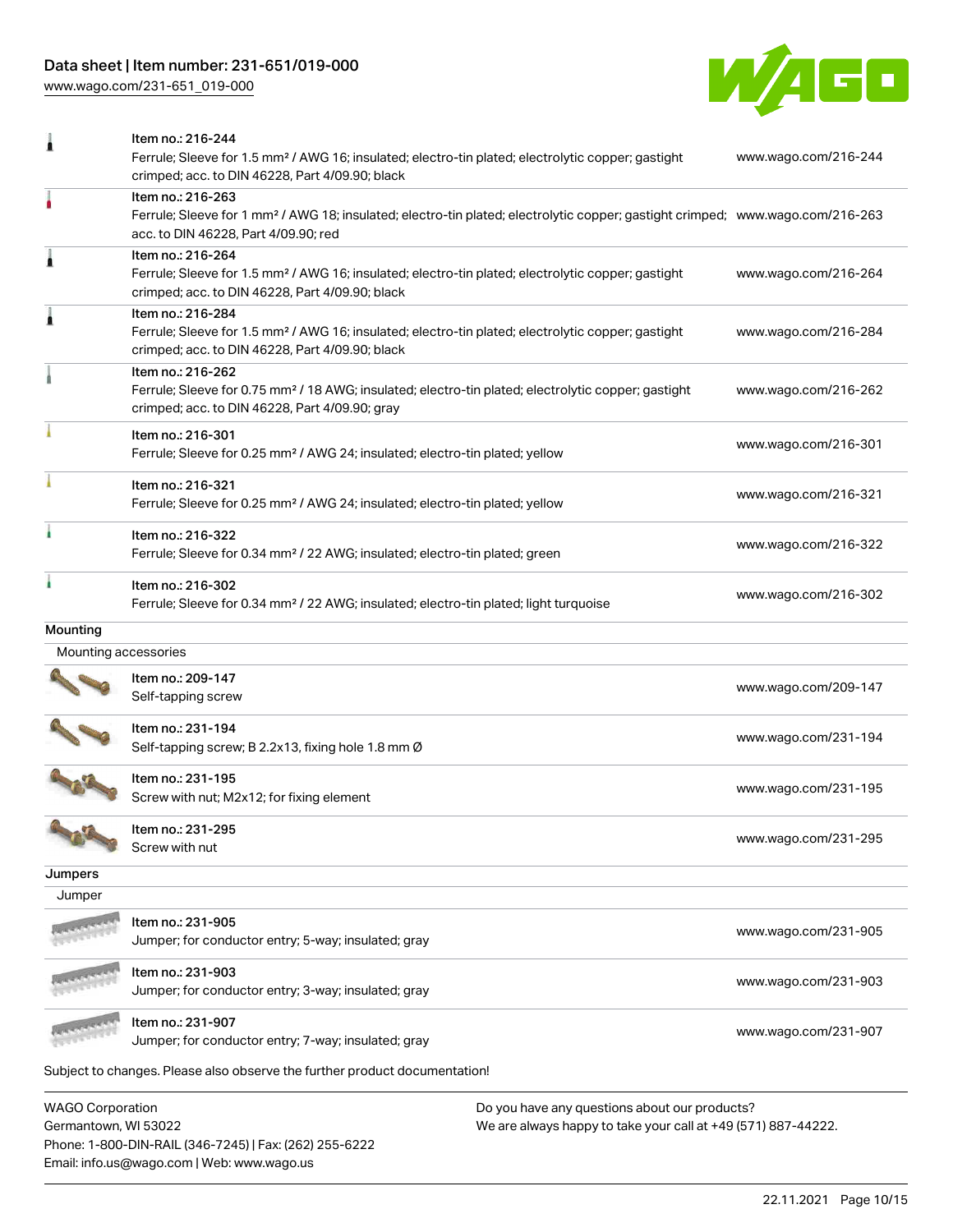| | | |
|---|---|---|
| | Item no.: 216-244<br>Ferrule; Sleeve for 1.5 mm² / AWG 16; insulated; electro-tin plated; electrolytic copper; gastight crimped; acc. to DIN 46228, Part 4/09.90; black | www.wago.com/216-244 |
| | Item no.: 216-263<br>Ferrule; Sleeve for 1 mm² / AWG 18; insulated; electro-tin plated; electrolytic copper; gastight crimped; acc. to DIN 46228, Part 4/09.90; red | www.wago.com/216-263 |
| | Item no.: 216-264<br>Ferrule; Sleeve for 1.5 mm² / AWG 16; insulated; electro-tin plated; electrolytic copper; gastight crimped; acc. to DIN 46228, Part 4/09.90; black | www.wago.com/216-264 |
| | Item no.: 216-284<br>Ferrule; Sleeve for 1.5 mm² / AWG 16; insulated; electro-tin plated; electrolytic copper; gastight crimped; acc. to DIN 46228, Part 4/09.90; black | www.wago.com/216-284 |
| | Item no.: 216-262<br>Ferrule; Sleeve for 0.75 mm² / 18 AWG; insulated; electro-tin plated; electrolytic copper; gastight crimped; acc. to DIN 46228, Part 4/09.90; gray | www.wago.com/216-262 |
| | Item no.: 216-301<br>Ferrule; Sleeve for 0.25 mm² / AWG 24; insulated; electro-tin plated; yellow | www.wago.com/216-301 |
| | Item no.: 216-321<br>Ferrule; Sleeve for 0.25 mm² / AWG 24; insulated; electro-tin plated; yellow | www.wago.com/216-321 |
| | Item no.: 216-322<br>Ferrule; Sleeve for 0.34 mm² / 22 AWG; insulated; electro-tin plated; green | www.wago.com/216-322 |
| | Item no.: 216-302<br>Ferrule; Sleeve for 0.34 mm² / 22 AWG; insulated; electro-tin plated; light turquoise | www.wago.com/216-302 |

## Mounting

### Mounting accessories

| | | |
|---|---|---|
| | Item no.: 209-147<br>Self-tapping screw | www.wago.com/209-147 |
| | Item no.: 231-194<br>Self-tapping screw; B 2.2x13, fixing hole 1.8 mm Ø | www.wago.com/231-194 |
| | Item no.: 231-195<br>Screw with nut; M2x12; for fixing element | www.wago.com/231-195 |
| | Item no.: 231-295<br>Screw with nut | www.wago.com/231-295 |

## Jumpers

### Jumper

| | | |
|---|---|---|
| | Item no.: 231-905<br>Jumper; for conductor entry; 5-way; insulated; gray | www.wago.com/231-905 |
| | Item no.: 231-903<br>Jumper; for conductor entry; 3-way; insulated; gray | www.wago.com/231-903 |
| | Item no.: 231-907<br>Jumper; for conductor entry; 7-way; insulated; gray | www.wago.com/231-907 |

Subject to changes. Please also observe the further product documentation!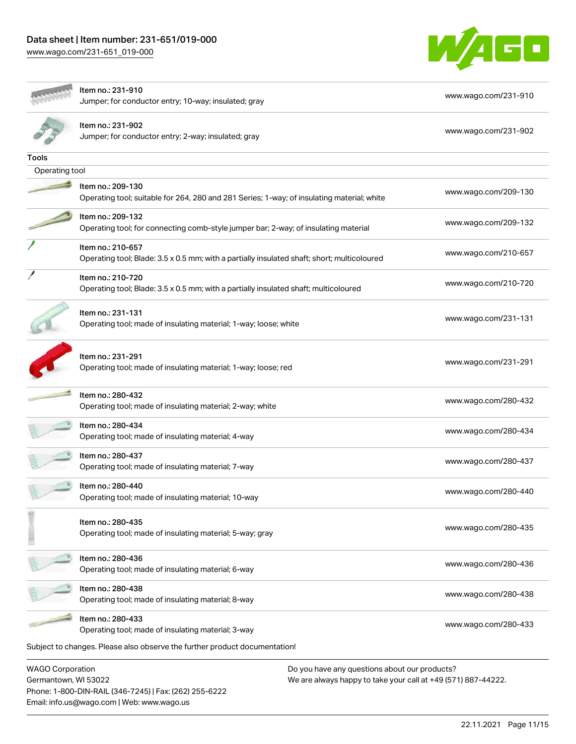| Item | URL |
| --- | --- |
| Item no.: 231-910<br>Jumper; for conductor entry; 10-way; insulated; gray | www.wago.com/231-910 |
| Item no.: 231-902<br>Jumper; for conductor entry; 2-way; insulated; gray | www.wago.com/231-902 |

### Tools

Operating tool

| Item | URL |
| --- | --- |
| Item no.: 209-130<br>Operating tool; suitable for 264, 280 and 281 Series; 1-way; of insulating material; white | www.wago.com/209-130 |
| Item no.: 209-132<br>Operating tool; for connecting comb-style jumper bar; 2-way; of insulating material | www.wago.com/209-132 |
| Item no.: 210-657<br>Operating tool; Blade: 3.5 x 0.5 mm; with a partially insulated shaft; short; multicoloured | www.wago.com/210-657 |
| Item no.: 210-720<br>Operating tool; Blade: 3.5 x 0.5 mm; with a partially insulated shaft; multicoloured | www.wago.com/210-720 |
| Item no.: 231-131<br>Operating tool; made of insulating material; 1-way; loose; white | www.wago.com/231-131 |
| Item no.: 231-291<br>Operating tool; made of insulating material; 1-way; loose; red | www.wago.com/231-291 |
| Item no.: 280-432<br>Operating tool; made of insulating material; 2-way; white | www.wago.com/280-432 |
| Item no.: 280-434<br>Operating tool; made of insulating material; 4-way | www.wago.com/280-434 |
| Item no.: 280-437<br>Operating tool; made of insulating material; 7-way | www.wago.com/280-437 |
| Item no.: 280-440<br>Operating tool; made of insulating material; 10-way | www.wago.com/280-440 |
| Item no.: 280-435<br>Operating tool; made of insulating material; 5-way; gray | www.wago.com/280-435 |
| Item no.: 280-436<br>Operating tool; made of insulating material; 6-way | www.wago.com/280-436 |
| Item no.: 280-438<br>Operating tool; made of insulating material; 8-way | www.wago.com/280-438 |
| Item no.: 280-433<br>Operating tool; made of insulating material; 3-way | www.wago.com/280-433 |

Subject to changes. Please also observe the further product documentation!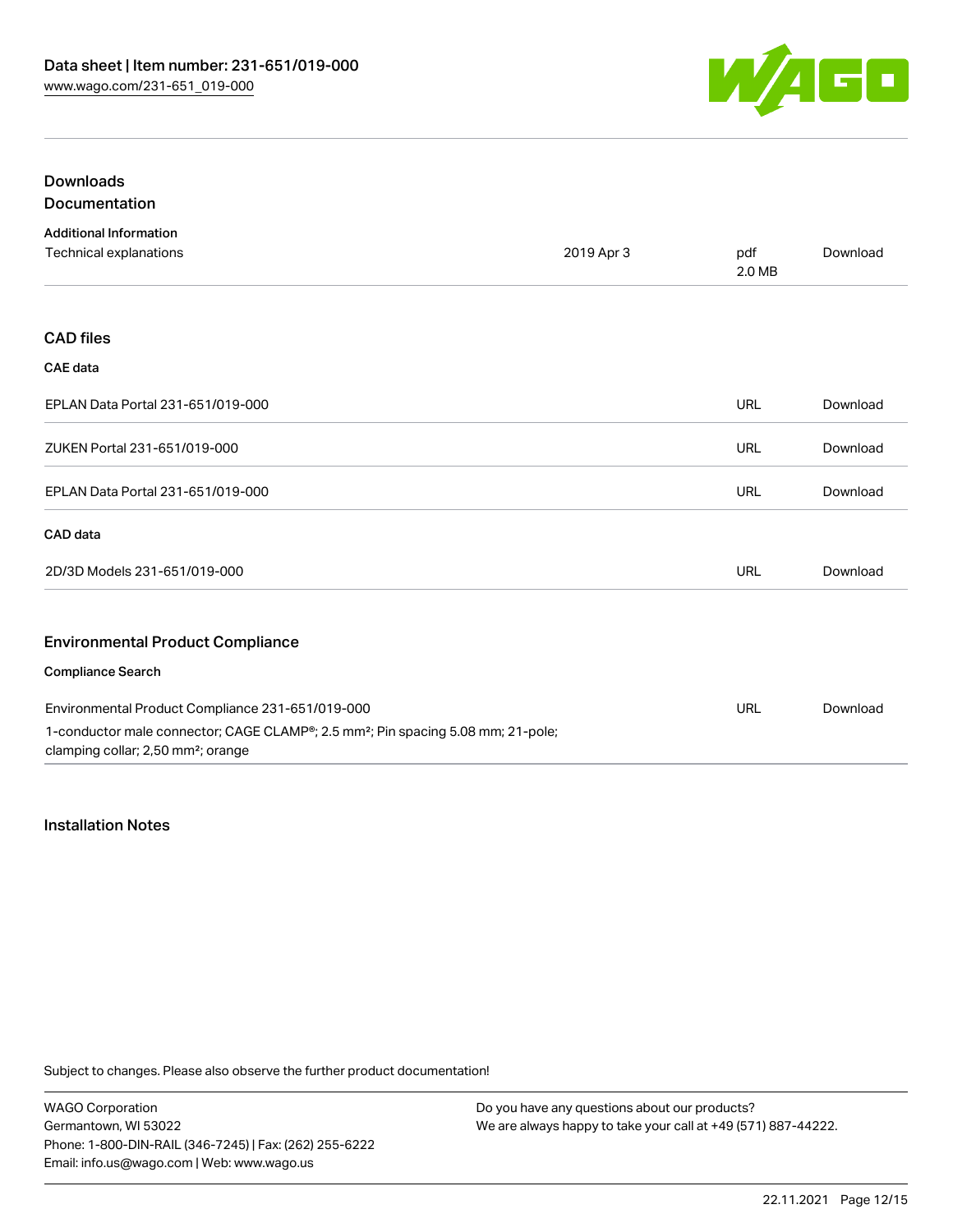## Downloads

### Documentation

#### Additional Information

| | | | |
|---|---|---|---|
| Technical explanations | 2019 Apr 3 | pdf 2.0 MB | Download |

### CAD files

#### CAE data

| | | |
|---|---|---|
| EPLAN Data Portal 231-651/019-000 | URL | Download |
| ZUKEN Portal 231-651/019-000 | URL | Download |
| EPLAN Data Portal 231-651/019-000 | URL | Download |

#### CAD data

| | | |
|---|---|---|
| 2D/3D Models 231-651/019-000 | URL | Download |

### Environmental Product Compliance

#### Compliance Search

| | | |
|---|---|---|
| Environmental Product Compliance 231-651/019-000<br>1-conductor male connector; CAGE CLAMP®; 2.5 mm²; Pin spacing 5.08 mm; 21-pole; clamping collar; 2,50 mm²; orange | URL | Download |

## Installation Notes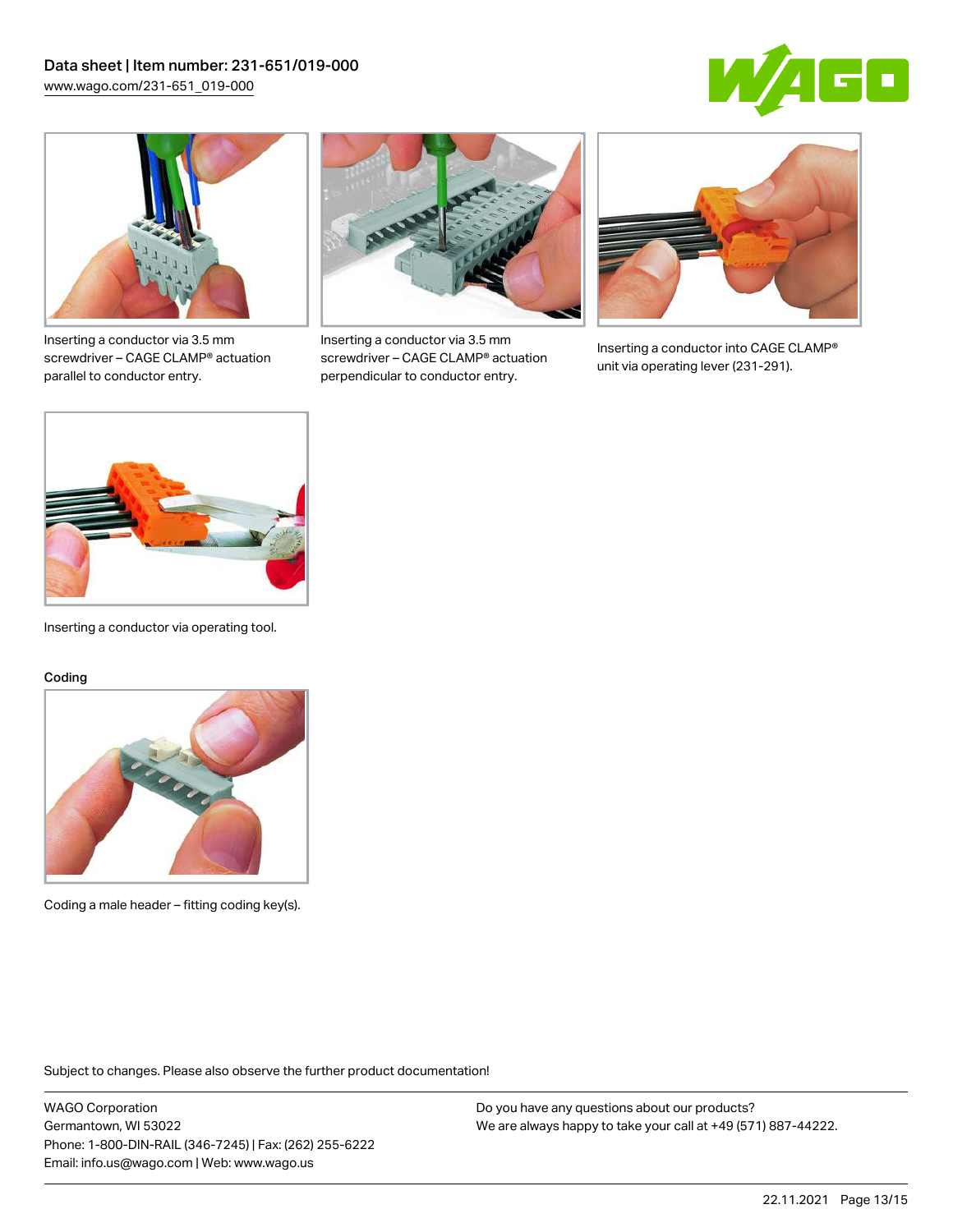Inserting a conductor via 3.5 mm screwdriver – CAGE CLAMP® actuation parallel to conductor entry.

Inserting a conductor via 3.5 mm screwdriver – CAGE CLAMP® actuation perpendicular to conductor entry.

Inserting a conductor into CAGE CLAMP® unit via operating lever (231-291).

Inserting a conductor via operating tool.

### Coding

Coding a male header – fitting coding key(s).

Subject to changes. Please also observe the further product documentation!

WAGO Corporation
Germantown, WI 53022
Phone: 1-800-DIN-RAIL (346-7245) | Fax: (262) 255-6222
Email: info.us@wago.com | Web: www.wago.us

Do you have any questions about our products?
We are always happy to take your call at +49 (571) 887-44222.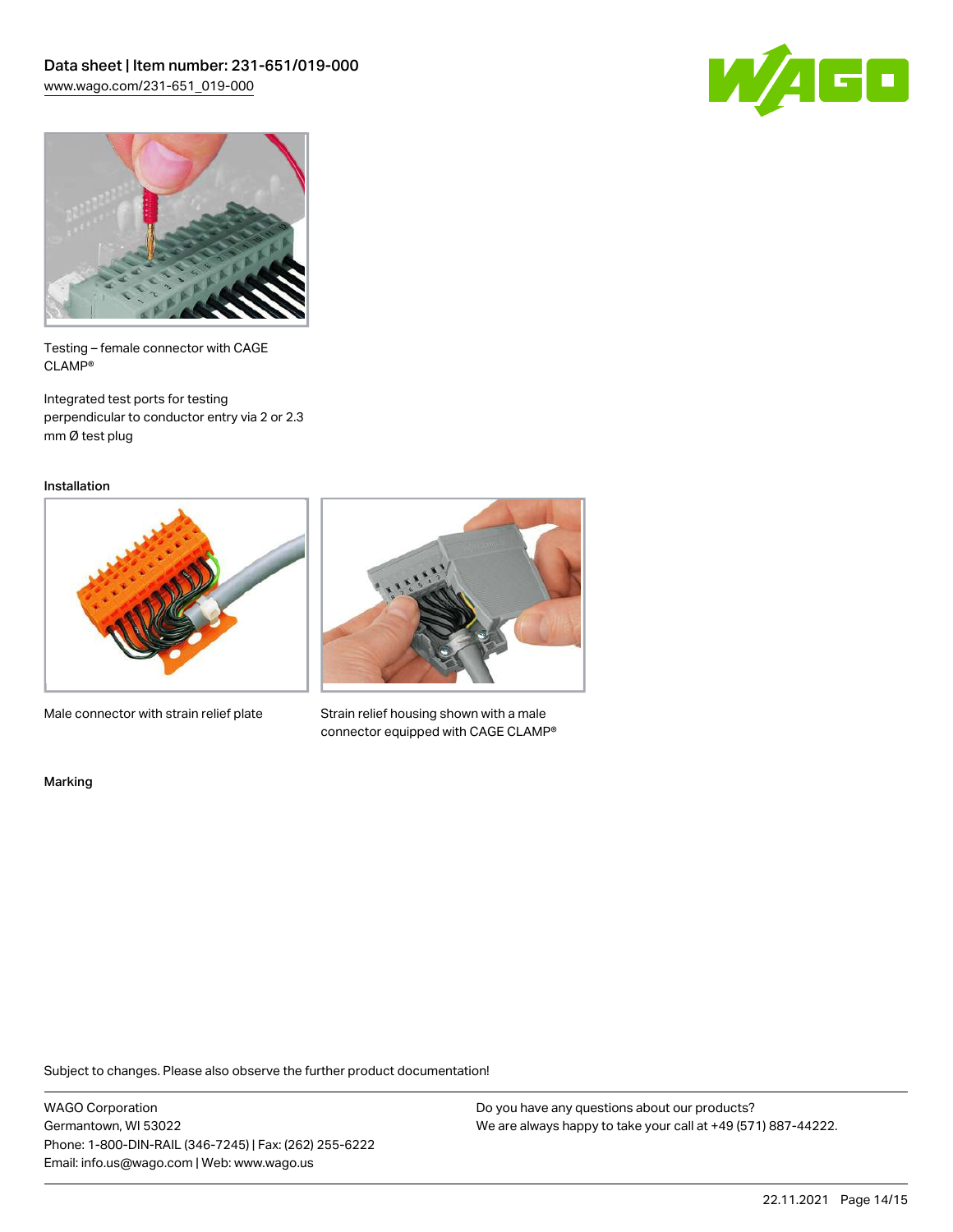Testing – female connector with CAGE CLAMP®

Integrated test ports for testing perpendicular to conductor entry via 2 or 2.3 mm Ø test plug

## Installation

Male connector with strain relief plate

Strain relief housing shown with a male connector equipped with CAGE CLAMP®

## Marking

Subject to changes. Please also observe the further product documentation!

WAGO Corporation
Germantown, WI 53022
Phone: 1-800-DIN-RAIL (346-7245) | Fax: (262) 255-6222
Email: info.us@wago.com | Web: www.wago.us

Do you have any questions about our products?
We are always happy to take your call at +49 (571) 887-44222.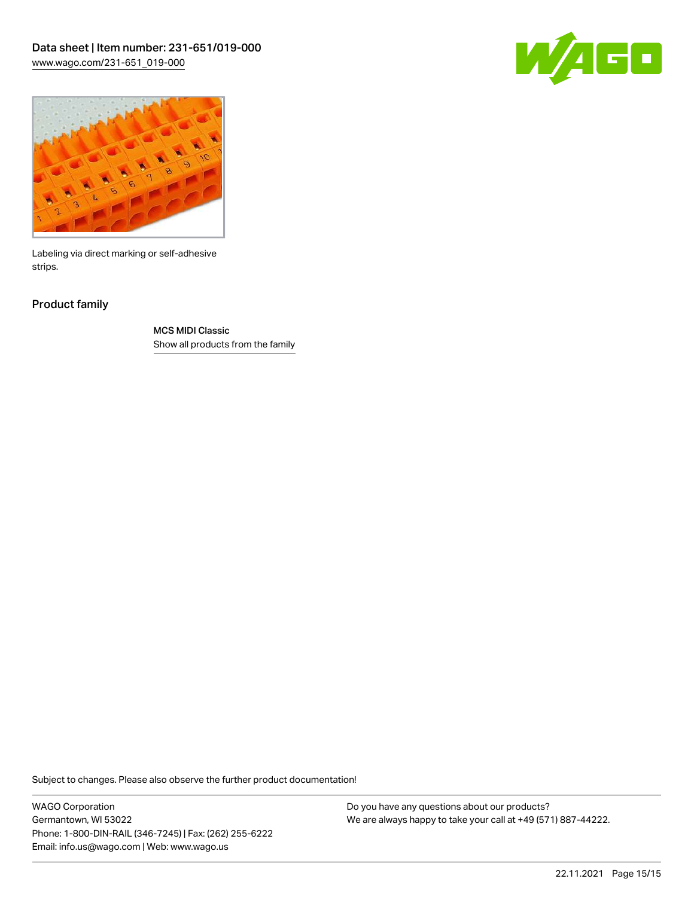Labeling via direct marking or self-adhesive strips.

## Product family

MCS MIDI Classic
Show all products from the family

Subject to changes. Please also observe the further product documentation!

WAGO Corporation
Germantown, WI 53022
Phone: 1-800-DIN-RAIL (346-7245) | Fax: (262) 255-6222
Email: info.us@wago.com | Web: www.wago.us

Do you have any questions about our products?
We are always happy to take your call at +49 (571) 887-44222.